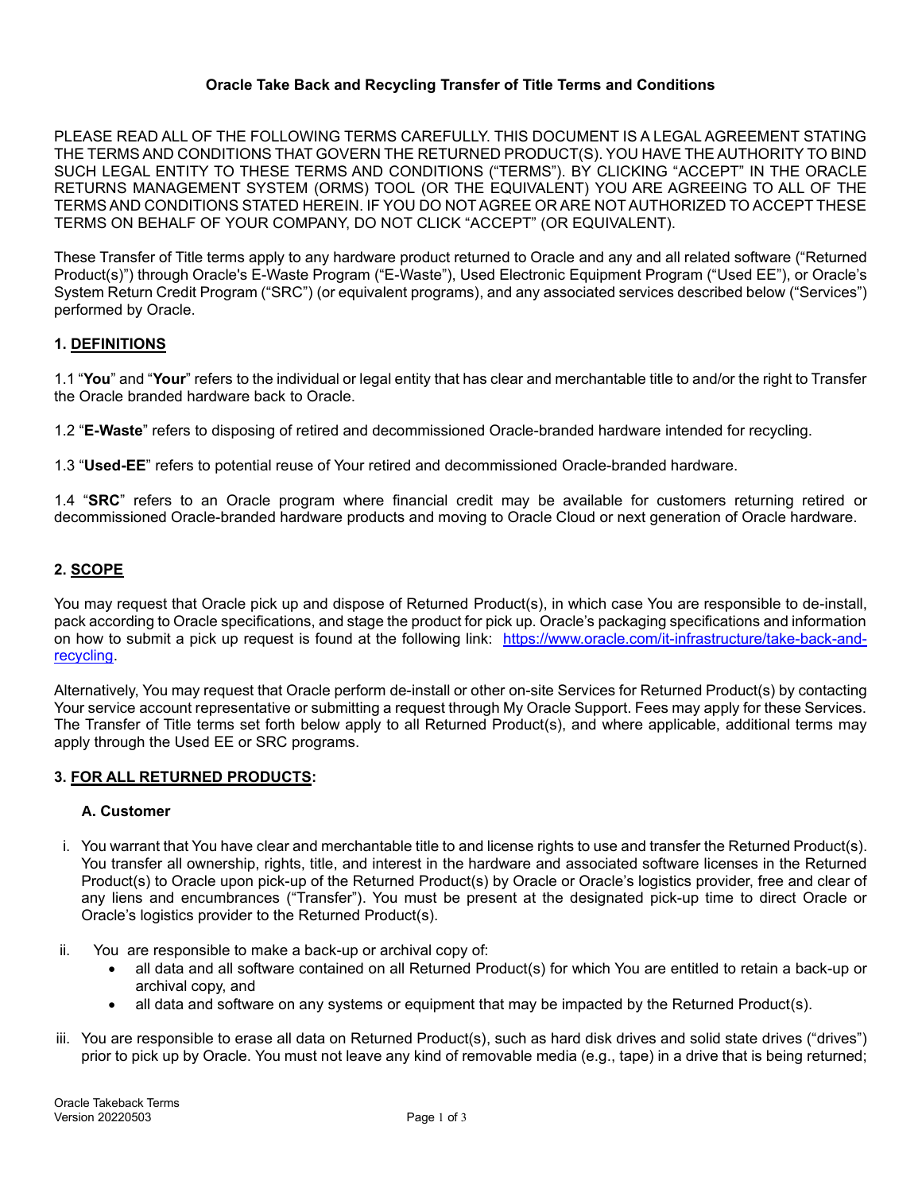# Oracle Take Back and Recycling Transfer of Title Terms and Conditions

PLEASE READ ALL OF THE FOLLOWING TERMS CAREFULLY. THIS DOCUMENT IS A LEGAL AGREEMENT STATING THE TERMS AND CONDITIONS THAT GOVERN THE RETURNED PRODUCT(S). YOU HAVE THE AUTHORITY TO BIND SUCH LEGAL ENTITY TO THESE TERMS AND CONDITIONS ("TERMS"). BY CLICKING "ACCEPT" IN THE ORACLE RETURNS MANAGEMENT SYSTEM (ORMS) TOOL (OR THE EQUIVALENT) YOU ARE AGREEING TO ALL OF THE TERMS AND CONDITIONS STATED HEREIN. IF YOU DO NOT AGREE OR ARE NOT AUTHORIZED TO ACCEPT THESE TERMS ON BEHALF OF YOUR COMPANY, DO NOT CLICK "ACCEPT" (OR EQUIVALENT).

These Transfer of Title terms apply to any hardware product returned to Oracle and any and all related software ("Returned Product(s)") through Oracle's E-Waste Program ("E-Waste"), Used Electronic Equipment Program ("Used EE"), or Oracle's System Return Credit Program ("SRC") (or equivalent programs), and any associated services described below ("Services") performed by Oracle.

## 1. DEFINITIONS

1.1 "**You**" and "**Your**" refers to the individual or legal entity that has clear and merchantable title to and/or the right to Transfer the Oracle branded hardware back to Oracle.

1.2 "**E-Waste**" refers to disposing of retired and decommissioned Oracle-branded hardware intended for recycling.

1.3 "**Used-EE**" refers to potential reuse of Your retired and decommissioned Oracle-branded hardware.

1.4 "**SRC**" refers to an Oracle program where financial credit may be available for customers returning retired or decommissioned Oracle-branded hardware products and moving to Oracle Cloud or next generation of Oracle hardware.

## 2. SCOPE

You may request that Oracle pick up and dispose of Returned Product(s), in which case You are responsible to de-install, pack according to Oracle specifications, and stage the product for pick up. Oracle's packaging specifications and information on how to submit a pick up request is found at the following link: [https://www.oracle.com/it-infrastructure/take-back-and-recycling](https://www.oracle.com/it-infrastructure/take-back-and-recycling).

Alternatively, You may request that Oracle perform de-install or other on-site Services for Returned Product(s) by contacting Your service account representative or submitting a request through My Oracle Support. Fees may apply for these Services. The Transfer of Title terms set forth below apply to all Returned Product(s), and where applicable, additional terms may apply through the Used EE or SRC programs.

## 3. FOR ALL RETURNED PRODUCTS:

### A. Customer

i. You warrant that You have clear and merchantable title to and license rights to use and transfer the Returned Product(s). You transfer all ownership, rights, title, and interest in the hardware and associated software licenses in the Returned Product(s) to Oracle upon pick-up of the Returned Product(s) by Oracle or Oracle's logistics provider, free and clear of any liens and encumbrances ("Transfer"). You must be present at the designated pick-up time to direct Oracle or Oracle's logistics provider to the Returned Product(s).

ii. You are responsible to make a back-up or archival copy of:
- all data and all software contained on all Returned Product(s) for which You are entitled to retain a back-up or archival copy, and
- all data and software on any systems or equipment that may be impacted by the Returned Product(s).

iii. You are responsible to erase all data on Returned Product(s), such as hard disk drives and solid state drives ("drives") prior to pick up by Oracle. You must not leave any kind of removable media (e.g., tape) in a drive that is being returned;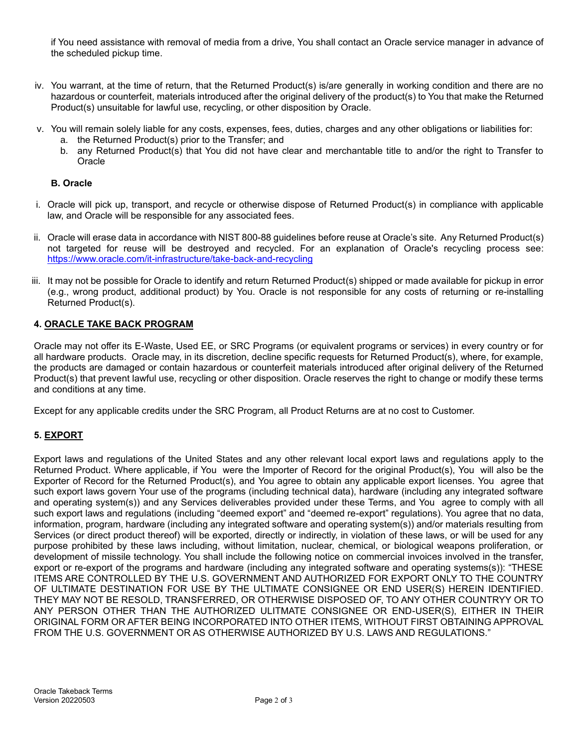if You need assistance with removal of media from a drive, You shall contact an Oracle service manager in advance of the scheduled pickup time.

iv. You warrant, at the time of return, that the Returned Product(s) is/are generally in working condition and there are no hazardous or counterfeit, materials introduced after the original delivery of the product(s) to You that make the Returned Product(s) unsuitable for lawful use, recycling, or other disposition by Oracle.

v. You will remain solely liable for any costs, expenses, fees, duties, charges and any other obligations or liabilities for:
   a. the Returned Product(s) prior to the Transfer; and
   b. any Returned Product(s) that You did not have clear and merchantable title to and/or the right to Transfer to Oracle

**B. Oracle**

i. Oracle will pick up, transport, and recycle or otherwise dispose of Returned Product(s) in compliance with applicable law, and Oracle will be responsible for any associated fees.

ii. Oracle will erase data in accordance with NIST 800-88 guidelines before reuse at Oracle's site. Any Returned Product(s) not targeted for reuse will be destroyed and recycled. For an explanation of Oracle's recycling process see: https://www.oracle.com/it-infrastructure/take-back-and-recycling

iii. It may not be possible for Oracle to identify and return Returned Product(s) shipped or made available for pickup in error (e.g., wrong product, additional product) by You. Oracle is not responsible for any costs of returning or re-installing Returned Product(s).

### 4. ORACLE TAKE BACK PROGRAM

Oracle may not offer its E-Waste, Used EE, or SRC Programs (or equivalent programs or services) in every country or for all hardware products. Oracle may, in its discretion, decline specific requests for Returned Product(s), where, for example, the products are damaged or contain hazardous or counterfeit materials introduced after original delivery of the Returned Product(s) that prevent lawful use, recycling or other disposition. Oracle reserves the right to change or modify these terms and conditions at any time.

Except for any applicable credits under the SRC Program, all Product Returns are at no cost to Customer.

### 5. EXPORT

Export laws and regulations of the United States and any other relevant local export laws and regulations apply to the Returned Product. Where applicable, if You were the Importer of Record for the original Product(s), You will also be the Exporter of Record for the Returned Product(s), and You agree to obtain any applicable export licenses. You agree that such export laws govern Your use of the programs (including technical data), hardware (including any integrated software and operating system(s)) and any Services deliverables provided under these Terms, and You agree to comply with all such export laws and regulations (including "deemed export" and "deemed re-export" regulations). You agree that no data, information, program, hardware (including any integrated software and operating system(s)) and/or materials resulting from Services (or direct product thereof) will be exported, directly or indirectly, in violation of these laws, or will be used for any purpose prohibited by these laws including, without limitation, nuclear, chemical, or biological weapons proliferation, or development of missile technology. You shall include the following notice on commercial invoices involved in the transfer, export or re-export of the programs and hardware (including any integrated software and operating systems(s)): "THESE ITEMS ARE CONTROLLED BY THE U.S. GOVERNMENT AND AUTHORIZED FOR EXPORT ONLY TO THE COUNTRY OF ULTIMATE DESTINATION FOR USE BY THE ULTIMATE CONSIGNEE OR END USER(S) HEREIN IDENTIFIED. THEY MAY NOT BE RESOLD, TRANSFERRED, OR OTHERWISE DISPOSED OF, TO ANY OTHER COUNTRYY OR TO ANY PERSON OTHER THAN THE AUTHORIZED ULITMATE CONSIGNEE OR END-USER(S), EITHER IN THEIR ORIGINAL FORM OR AFTER BEING INCORPORATED INTO OTHER ITEMS, WITHOUT FIRST OBTAINING APPROVAL FROM THE U.S. GOVERNMENT OR AS OTHERWISE AUTHORIZED BY U.S. LAWS AND REGULATIONS."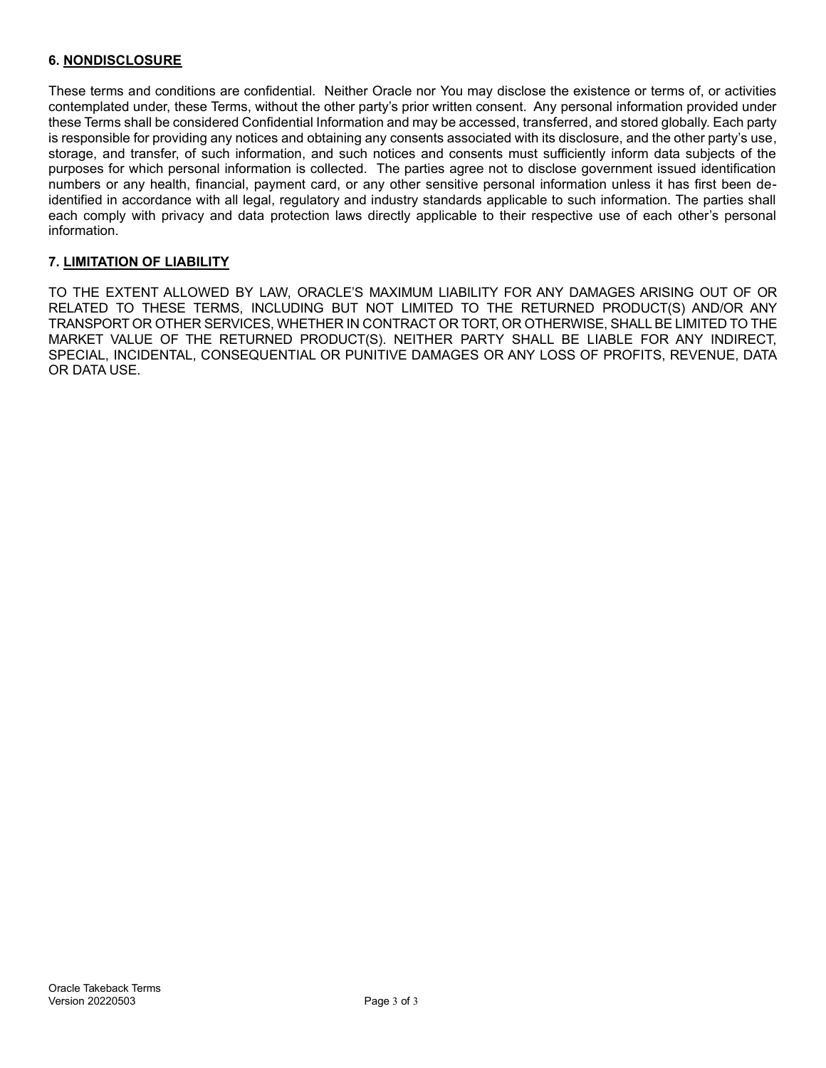### 6. NONDISCLOSURE

These terms and conditions are confidential. Neither Oracle nor You may disclose the existence or terms of, or activities contemplated under, these Terms, without the other party's prior written consent. Any personal information provided under these Terms shall be considered Confidential Information and may be accessed, transferred, and stored globally. Each party is responsible for providing any notices and obtaining any consents associated with its disclosure, and the other party's use, storage, and transfer, of such information, and such notices and consents must sufficiently inform data subjects of the purposes for which personal information is collected. The parties agree not to disclose government issued identification numbers or any health, financial, payment card, or any other sensitive personal information unless it has first been de-identified in accordance with all legal, regulatory and industry standards applicable to such information. The parties shall each comply with privacy and data protection laws directly applicable to their respective use of each other's personal information.

### 7. LIMITATION OF LIABILITY

TO THE EXTENT ALLOWED BY LAW, ORACLE'S MAXIMUM LIABILITY FOR ANY DAMAGES ARISING OUT OF OR RELATED TO THESE TERMS, INCLUDING BUT NOT LIMITED TO THE RETURNED PRODUCT(S) AND/OR ANY TRANSPORT OR OTHER SERVICES, WHETHER IN CONTRACT OR TORT, OR OTHERWISE, SHALL BE LIMITED TO THE MARKET VALUE OF THE RETURNED PRODUCT(S). NEITHER PARTY SHALL BE LIABLE FOR ANY INDIRECT, SPECIAL, INCIDENTAL, CONSEQUENTIAL OR PUNITIVE DAMAGES OR ANY LOSS OF PROFITS, REVENUE, DATA OR DATA USE.